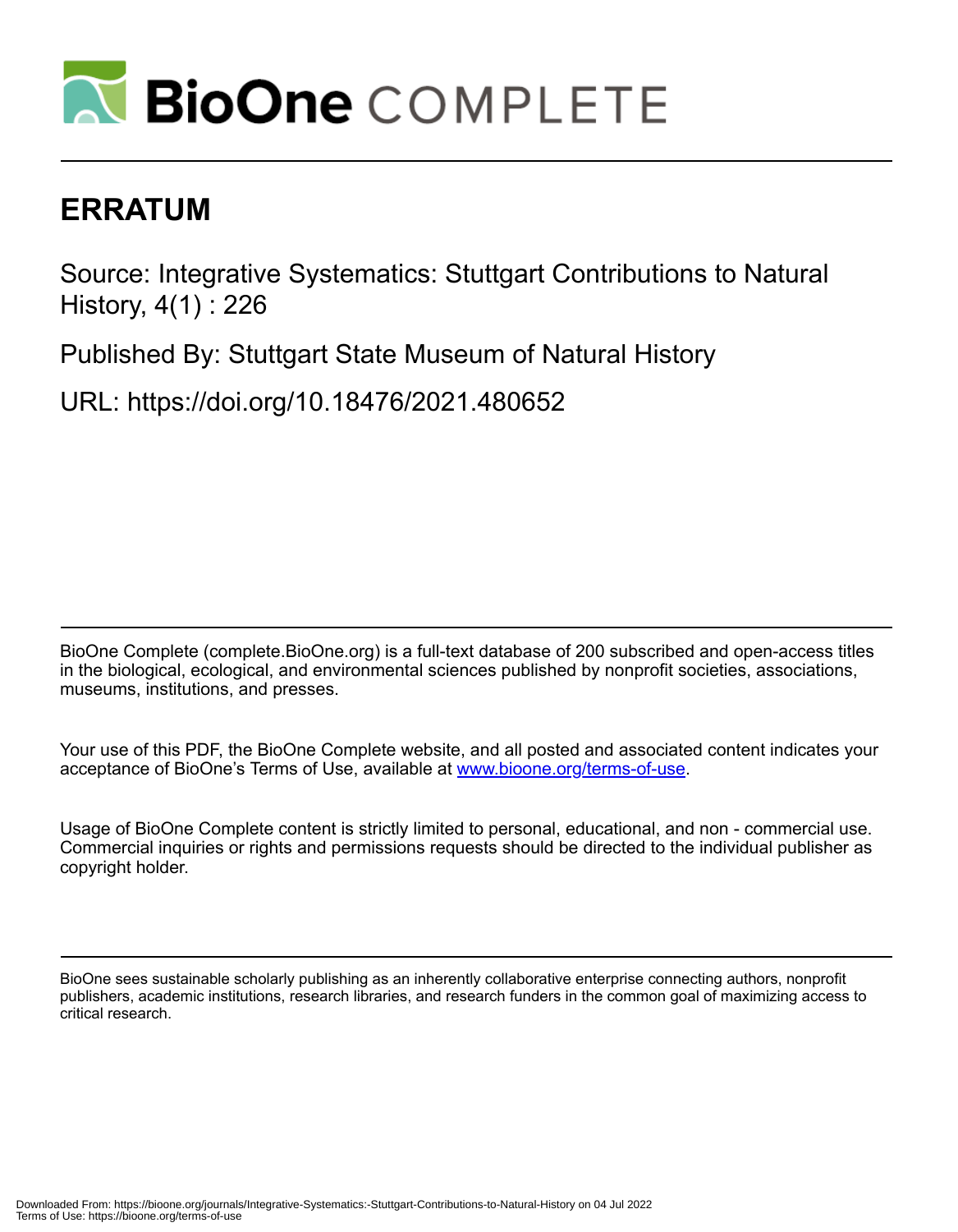# ERRATUM

Source: Integrative Systematics: Stuttgart Contributions to Natural History, 4(1) : 226

Published By: Stuttgart State Museum of Natural History

URL: https://doi.org/10.18476/2021.480652

BioOne Complete (complete.BioOne.org) is a full-text database of 200 subscribed and open-access titles in the biological, ecological, and environmental sciences published by nonprofit societies, associations, museums, institutions, and presses.

Your use of this PDF, the BioOne Complete website, and all posted and associated content indicates your acceptance of BioOne's Terms of Use, available at www.bioone.org/terms-of-use.

Usage of BioOne Complete content is strictly limited to personal, educational, and non - commercial use. Commercial inquiries or rights and permissions requests should be directed to the individual publisher as copyright holder.

BioOne sees sustainable scholarly publishing as an inherently collaborative enterprise connecting authors, nonprofit publishers, academic institutions, research libraries, and research funders in the common goal of maximizing access to critical research.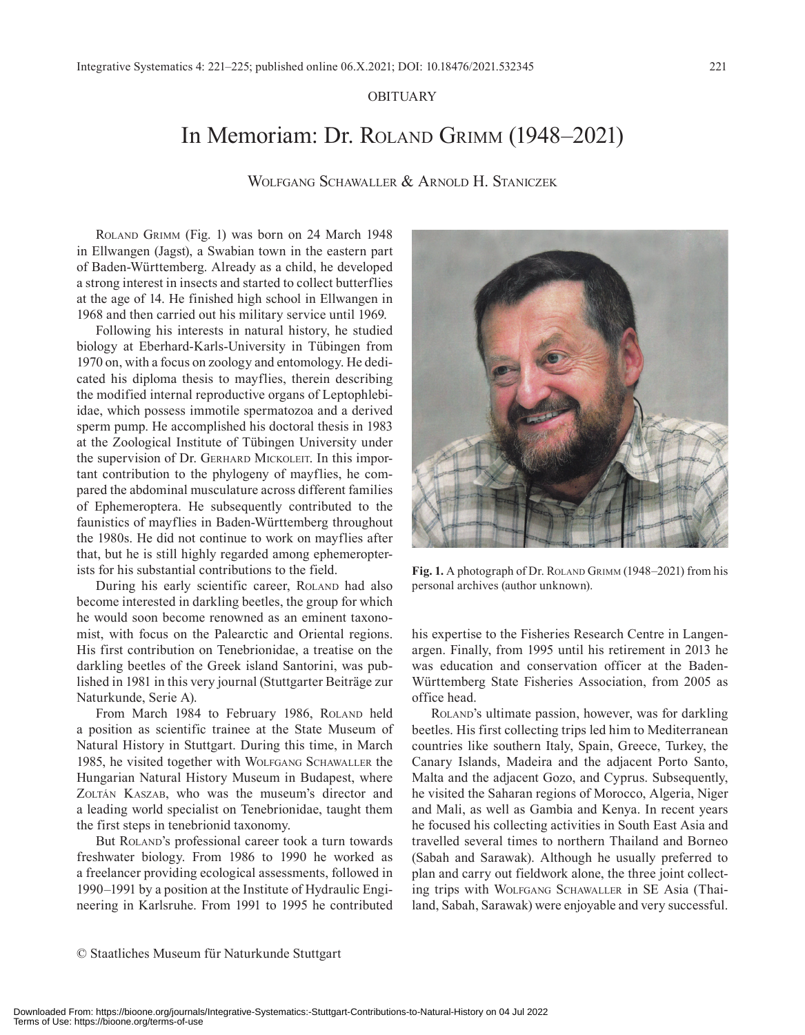OBITUARY

# In Memoriam: Dr. Roland Grimm (1948–2021)

Wolfgang Schawaller & Arnold H. Staniczek

Roland Grimm (Fig. 1) was born on 24 March 1948 in Ellwangen (Jagst), a Swabian town in the eastern part of Baden-Württemberg. Already as a child, he developed a strong interest in insects and started to collect butterflies at the age of 14. He finished high school in Ellwangen in 1968 and then carried out his military service until 1969.

Following his interests in natural history, he studied biology at Eberhard-Karls-University in Tübingen from 1970 on, with a focus on zoology and entomology. He dedicated his diploma thesis to mayflies, therein describing the modified internal reproductive organs of Leptophlebiidae, which possess immotile spermatozoa and a derived sperm pump. He accomplished his doctoral thesis in 1983 at the Zoological Institute of Tübingen University under the supervision of Dr. Gerhard Mickoleit. In this important contribution to the phylogeny of mayflies, he compared the abdominal musculature across different families of Ephemeroptera. He subsequently contributed to the faunistics of mayflies in Baden-Württemberg throughout the 1980s. He did not continue to work on mayflies after that, but he is still highly regarded among ephemeropterists for his substantial contributions to the field.

During his early scientific career, Roland had also become interested in darkling beetles, the group for which he would soon become renowned as an eminent taxonomist, with focus on the Palearctic and Oriental regions. His first contribution on Tenebrionidae, a treatise on the darkling beetles of the Greek island Santorini, was published in 1981 in this very journal (Stuttgarter Beiträge zur Naturkunde, Serie A).

From March 1984 to February 1986, Roland held a position as scientific trainee at the State Museum of Natural History in Stuttgart. During this time, in March 1985, he visited together with Wolfgang Schawaller the Hungarian Natural History Museum in Budapest, where Zoltán Kaszab, who was the museum's director and a leading world specialist on Tenebrionidae, taught them the first steps in tenebrionid taxonomy.

But Roland's professional career took a turn towards freshwater biology. From 1986 to 1990 he worked as a freelancer providing ecological assessments, followed in 1990–1991 by a position at the Institute of Hydraulic Engineering in Karlsruhe. From 1991 to 1995 he contributed his expertise to the Fisheries Research Centre in Langenargen. Finally, from 1995 until his retirement in 2013 he was education and conservation officer at the Baden-Württemberg State Fisheries Association, from 2005 as office head.

**Fig. 1.** A photograph of Dr. Roland Grimm (1948–2021) from his personal archives (author unknown).

Roland's ultimate passion, however, was for darkling beetles. His first collecting trips led him to Mediterranean countries like southern Italy, Spain, Greece, Turkey, the Canary Islands, Madeira and the adjacent Porto Santo, Malta and the adjacent Gozo, and Cyprus. Subsequently, he visited the Saharan regions of Morocco, Algeria, Niger and Mali, as well as Gambia and Kenya. In recent years he focused his collecting activities in South East Asia and travelled several times to northern Thailand and Borneo (Sabah and Sarawak). Although he usually preferred to plan and carry out fieldwork alone, the three joint collecting trips with Wolfgang Schawaller in SE Asia (Thailand, Sabah, Sarawak) were enjoyable and very successful.

© Staatliches Museum für Naturkunde Stuttgart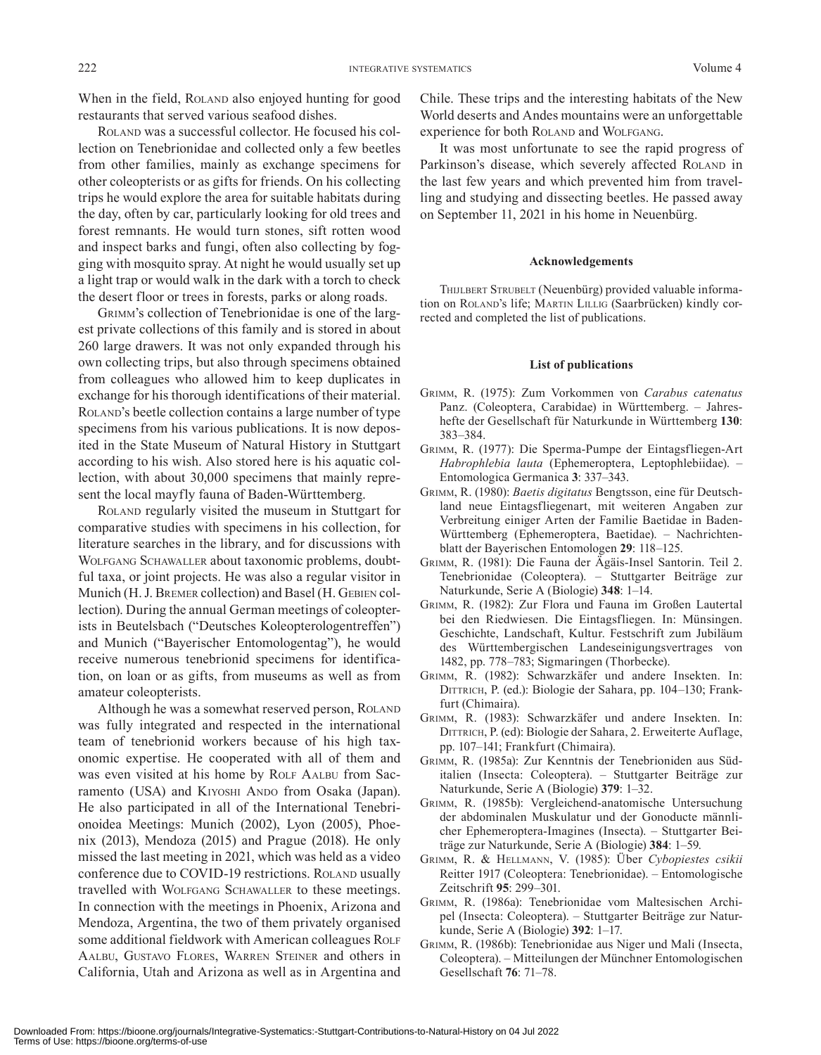When in the field, ROLAND also enjoyed hunting for good restaurants that served various seafood dishes.

ROLAND was a successful collector. He focused his collection on Tenebrionidae and collected only a few beetles from other families, mainly as exchange specimens for other coleopterists or as gifts for friends. On his collecting trips he would explore the area for suitable habitats during the day, often by car, particularly looking for old trees and forest remnants. He would turn stones, sift rotten wood and inspect barks and fungi, often also collecting by fogging with mosquito spray. At night he would usually set up a light trap or would walk in the dark with a torch to check the desert floor or trees in forests, parks or along roads.

GRIMM's collection of Tenebrionidae is one of the largest private collections of this family and is stored in about 260 large drawers. It was not only expanded through his own collecting trips, but also through specimens obtained from colleagues who allowed him to keep duplicates in exchange for his thorough identifications of their material. ROLAND's beetle collection contains a large number of type specimens from his various publications. It is now deposited in the State Museum of Natural History in Stuttgart according to his wish. Also stored here is his aquatic collection, with about 30,000 specimens that mainly represent the local mayfly fauna of Baden-Württemberg.

ROLAND regularly visited the museum in Stuttgart for comparative studies with specimens in his collection, for literature searches in the library, and for discussions with WOLFGANG SCHAWALLER about taxonomic problems, doubtful taxa, or joint projects. He was also a regular visitor in Munich (H. J. BREMER collection) and Basel (H. GEBIEN collection). During the annual German meetings of coleopterists in Beutelsbach ("Deutsches Koleopterologentreffen") and Munich ("Bayerischer Entomologentag"), he would receive numerous tenebrionid specimens for identification, on loan or as gifts, from museums as well as from amateur coleopterists.

Although he was a somewhat reserved person, ROLAND was fully integrated and respected in the international team of tenebrionid workers because of his high taxonomic expertise. He cooperated with all of them and was even visited at his home by ROLF AALBU from Sacramento (USA) and KIYOSHI ANDO from Osaka (Japan). He also participated in all of the International Tenebrionoidea Meetings: Munich (2002), Lyon (2005), Phoenix (2013), Mendoza (2015) and Prague (2018). He only missed the last meeting in 2021, which was held as a video conference due to COVID-19 restrictions. ROLAND usually travelled with WOLFGANG SCHAWALLER to these meetings. In connection with the meetings in Phoenix, Arizona and Mendoza, Argentina, the two of them privately organised some additional fieldwork with American colleagues ROLF AALBU, GUSTAVO FLORES, WARREN STEINER and others in California, Utah and Arizona as well as in Argentina and Chile. These trips and the interesting habitats of the New World deserts and Andes mountains were an unforgettable experience for both ROLAND and WOLFGANG.

It was most unfortunate to see the rapid progress of Parkinson's disease, which severely affected ROLAND in the last few years and which prevented him from travelling and studying and dissecting beetles. He passed away on September 11, 2021 in his home in Neuenbürg.

#### Acknowledgements

THIJLBERT STRUBELT (Neuenbürg) provided valuable information on ROLAND's life; MARTIN LILLIG (Saarbrücken) kindly corrected and completed the list of publications.

#### List of publications

GRIMM, R. (1975): Zum Vorkommen von *Carabus catenatus* Panz. (Coleoptera, Carabidae) in Württemberg. – Jahreshefte der Gesellschaft für Naturkunde in Württemberg **130**: 383–384.

GRIMM, R. (1977): Die Sperma-Pumpe der Eintagsfliegen-Art *Habrophlebia lauta* (Ephemeroptera, Leptophlebiidae). – Entomologica Germanica **3**: 337–343.

GRIMM, R. (1980): *Baetis digitatus* Bengtsson, eine für Deutschland neue Eintagsfliegenart, mit weiteren Angaben zur Verbreitung einiger Arten der Familie Baetidae in Baden-Württemberg (Ephemeroptera, Baetidae). – Nachrichtenblatt der Bayerischen Entomologen **29**: 118–125.

GRIMM, R. (1981): Die Fauna der Ägäis-Insel Santorin. Teil 2. Tenebrionidae (Coleoptera). – Stuttgarter Beiträge zur Naturkunde, Serie A (Biologie) **348**: 1–14.

GRIMM, R. (1982): Zur Flora und Fauna im Großen Lautertal bei den Riedwiesen. Die Eintagsfliegen. In: Münsingen. Geschichte, Landschaft, Kultur. Festschrift zum Jubiläum des Württembergischen Landeseinigungsvertrages von 1482, pp. 778–783; Sigmaringen (Thorbecke).

GRIMM, R. (1982): Schwarzkäfer und andere Insekten. In: DITTRICH, P. (ed.): Biologie der Sahara, pp. 104–130; Frankfurt (Chimaira).

GRIMM, R. (1983): Schwarzkäfer und andere Insekten. In: DITTRICH, P. (ed): Biologie der Sahara, 2. Erweiterte Auflage, pp. 107–141; Frankfurt (Chimaira).

GRIMM, R. (1985a): Zur Kenntnis der Tenebrioniden aus Süditalien (Insecta: Coleoptera). – Stuttgarter Beiträge zur Naturkunde, Serie A (Biologie) **379**: 1–32.

GRIMM, R. (1985b): Vergleichend-anatomische Untersuchung der abdominalen Muskulatur und der Gonoducte männlicher Ephemeroptera-Imagines (Insecta). – Stuttgarter Beiträge zur Naturkunde, Serie A (Biologie) **384**: 1–59.

GRIMM, R. & HELLMANN, V. (1985): Über *Cybopiestes csikii* Reitter 1917 (Coleoptera: Tenebrionidae). – Entomologische Zeitschrift **95**: 299–301.

GRIMM, R. (1986a): Tenebrionidae vom Maltesischen Archipel (Insecta: Coleoptera). – Stuttgarter Beiträge zur Naturkunde, Serie A (Biologie) **392**: 1–17.

GRIMM, R. (1986b): Tenebrionidae aus Niger und Mali (Insecta, Coleoptera). – Mitteilungen der Münchner Entomologischen Gesellschaft **76**: 71–78.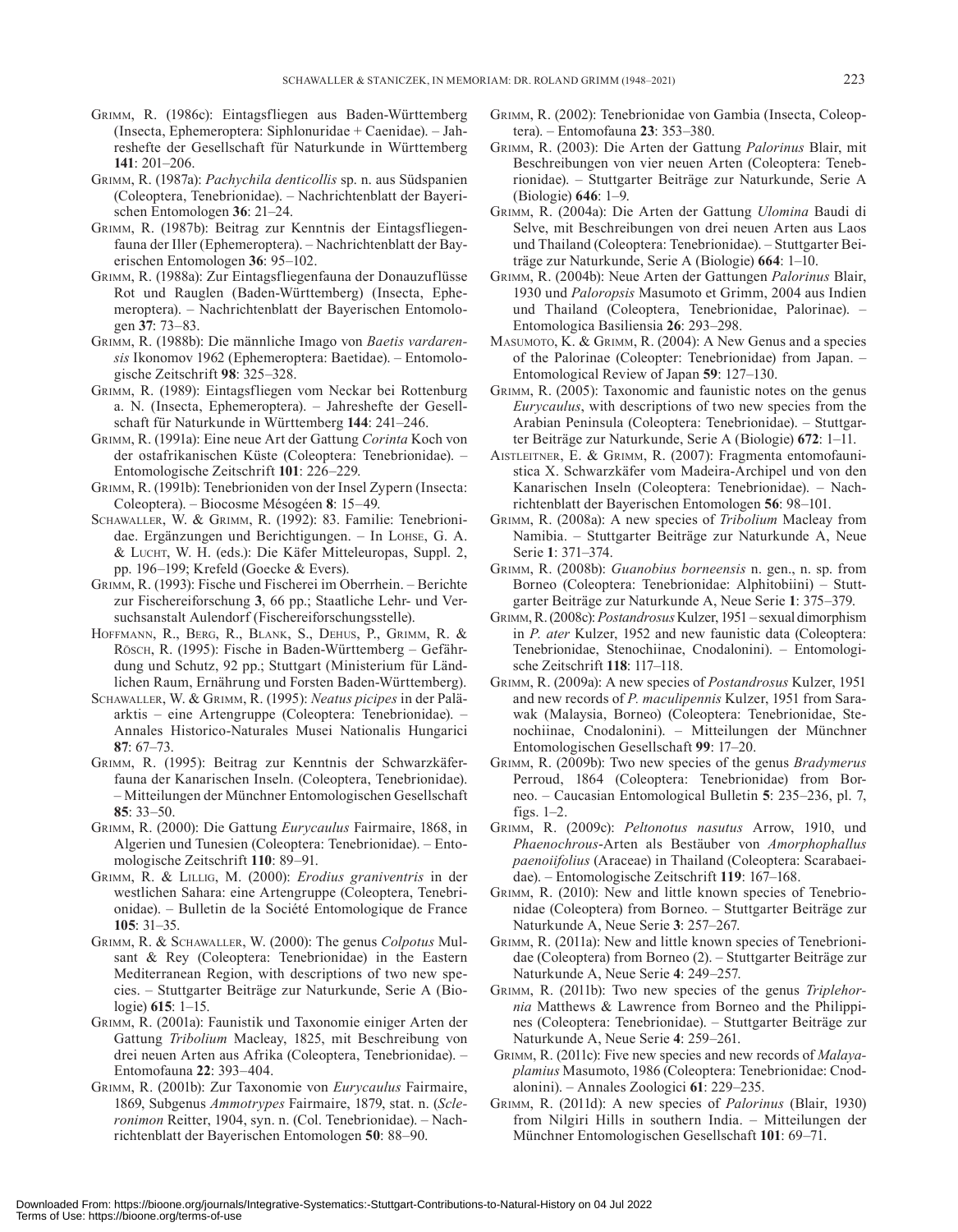GRIMM, R. (1986c): Eintagsfliegen aus Baden-Württemberg (Insecta, Ephemeroptera: Siphlonuridae + Caenidae). – Jahreshefte der Gesellschaft für Naturkunde in Württemberg **141**: 201–206.

GRIMM, R. (1987a): *Pachychila denticollis* sp. n. aus Südspanien (Coleoptera, Tenebrionidae). – Nachrichtenblatt der Bayerischen Entomologen **36**: 21–24.

GRIMM, R. (1987b): Beitrag zur Kenntnis der Eintagsfliegenfauna der Iller (Ephemeroptera). – Nachrichtenblatt der Bayerischen Entomologen **36**: 95–102.

GRIMM, R. (1988a): Zur Eintagsfliegenfauna der Donauzuflüsse Rot und Rauglen (Baden-Württemberg) (Insecta, Ephemeroptera). – Nachrichtenblatt der Bayerischen Entomologen **37**: 73–83.

GRIMM, R. (1988b): Die männliche Imago von *Baetis vardarensis* Ikonomov 1962 (Ephemeroptera: Baetidae). – Entomologische Zeitschrift **98**: 325–328.

GRIMM, R. (1989): Eintagsfliegen vom Neckar bei Rottenburg a. N. (Insecta, Ephemeroptera). – Jahreshefte der Gesellschaft für Naturkunde in Württemberg **144**: 241–246.

GRIMM, R. (1991a): Eine neue Art der Gattung *Corinta* Koch von der ostafrikanischen Küste (Coleoptera: Tenebrionidae). – Entomologische Zeitschrift **101**: 226–229.

GRIMM, R. (1991b): Tenebrioniden von der Insel Zypern (Insecta: Coleoptera). – Biocosme Mésogéen **8**: 15–49.

SCHAWALLER, W. & GRIMM, R. (1992): 83. Familie: Tenebrionidae. Ergänzungen und Berichtigungen. – In LOHSE, G. A. & LUCHT, W. H. (eds.): Die Käfer Mitteleuropas, Suppl. 2, pp. 196–199; Krefeld (Goecke & Evers).

GRIMM, R. (1993): Fische und Fischerei im Oberrhein. – Berichte zur Fischereiforschung **3**, 66 pp.; Staatliche Lehr- und Versuchsanstalt Aulendorf (Fischereiforschungsstelle).

HOFFMANN, R., BERG, R., BLANK, S., DEHUS, P., GRIMM, R. & RÖSCH, R. (1995): Fische in Baden-Württemberg – Gefährdung und Schutz, 92 pp.; Stuttgart (Ministerium für Ländlichen Raum, Ernährung und Forsten Baden-Württemberg).

SCHAWALLER, W. & GRIMM, R. (1995): *Neatus picipes* in der Paläarktis – eine Artengruppe (Coleoptera: Tenebrionidae). – Annales Historico-Naturales Musei Nationalis Hungarici **87**: 67–73.

GRIMM, R. (1995): Beitrag zur Kenntnis der Schwarzkäferfauna der Kanarischen Inseln. (Coleoptera, Tenebrionidae). – Mitteilungen der Münchner Entomologischen Gesellschaft **85**: 33–50.

GRIMM, R. (2000): Die Gattung *Eurycaulus* Fairmaire, 1868, in Algerien und Tunesien (Coleoptera: Tenebrionidae). – Entomologische Zeitschrift **110**: 89–91.

GRIMM, R. & LILLIG, M. (2000): *Erodius graniventris* in der westlichen Sahara: eine Artengruppe (Coleoptera, Tenebrionidae). – Bulletin de la Société Entomologique de France **105**: 31–35.

GRIMM, R. & SCHAWALLER, W. (2000): The genus *Colpotus* Mulsant & Rey (Coleoptera: Tenebrionidae) in the Eastern Mediterranean Region, with descriptions of two new species. – Stuttgarter Beiträge zur Naturkunde, Serie A (Biologie) **615**: 1–15.

GRIMM, R. (2001a): Faunistik und Taxonomie einiger Arten der Gattung *Tribolium* Macleay, 1825, mit Beschreibung von drei neuen Arten aus Afrika (Coleoptera, Tenebrionidae). – Entomofauna **22**: 393–404.

GRIMM, R. (2001b): Zur Taxonomie von *Eurycaulus* Fairmaire, 1869, Subgenus *Ammotrypes* Fairmaire, 1879, stat. n. (*Scleronimon* Reitter, 1904, syn. n. (Col. Tenebrionidae). – Nachrichtenblatt der Bayerischen Entomologen **50**: 88–90.

GRIMM, R. (2002): Tenebrionidae von Gambia (Insecta, Coleoptera). – Entomofauna **23**: 353–380.

GRIMM, R. (2003): Die Arten der Gattung *Palorinus* Blair, mit Beschreibungen von vier neuen Arten (Coleoptera: Tenebrionidae). – Stuttgarter Beiträge zur Naturkunde, Serie A (Biologie) **646**: 1–9.

GRIMM, R. (2004a): Die Arten der Gattung *Ulomina* Baudi di Selve, mit Beschreibungen von drei neuen Arten aus Laos und Thailand (Coleoptera: Tenebrionidae). – Stuttgarter Beiträge zur Naturkunde, Serie A (Biologie) **664**: 1–10.

GRIMM, R. (2004b): Neue Arten der Gattungen *Palorinus* Blair, 1930 und *Paloropsis* Masumoto et Grimm, 2004 aus Indien und Thailand (Coleoptera, Tenebrionidae, Palorinae). – Entomologica Basiliensia **26**: 293–298.

MASUMOTO, K. & GRIMM, R. (2004): A New Genus and a species of the Palorinae (Coleopter: Tenebrionidae) from Japan. – Entomological Review of Japan **59**: 127–130.

GRIMM, R. (2005): Taxonomic and faunistic notes on the genus *Eurycaulus*, with descriptions of two new species from the Arabian Peninsula (Coleoptera: Tenebrionidae). – Stuttgarter Beiträge zur Naturkunde, Serie A (Biologie) **672**: 1–11.

AISTLEITNER, E. & GRIMM, R. (2007): Fragmenta entomofaunistica X. Schwarzkäfer vom Madeira-Archipel und von den Kanarischen Inseln (Coleoptera: Tenebrionidae). – Nachrichtenblatt der Bayerischen Entomologen **56**: 98–101.

GRIMM, R. (2008a): A new species of *Tribolium* Macleay from Namibia. – Stuttgarter Beiträge zur Naturkunde A, Neue Serie **1**: 371–374.

GRIMM, R. (2008b): *Guanobius borneensis* n. gen., n. sp. from Borneo (Coleoptera: Tenebrionidae: Alphitobiini) – Stuttgarter Beiträge zur Naturkunde A, Neue Serie **1**: 375–379.

GRIMM, R. (2008c): *Postandrosus* Kulzer, 1951 – sexual dimorphism in *P. ater* Kulzer, 1952 and new faunistic data (Coleoptera: Tenebrionidae, Stenochiinae, Cnodalonini). – Entomologische Zeitschrift **118**: 117–118.

GRIMM, R. (2009a): A new species of *Postandrosus* Kulzer, 1951 and new records of *P. maculipennis* Kulzer, 1951 from Sarawak (Malaysia, Borneo) (Coleoptera: Tenebrionidae, Stenochiinae, Cnodalonini). – Mitteilungen der Münchner Entomologischen Gesellschaft **99**: 17–20.

GRIMM, R. (2009b): Two new species of the genus *Bradymerus* Perroud, 1864 (Coleoptera: Tenebrionidae) from Borneo. – Caucasian Entomological Bulletin **5**: 235–236, pl. 7, figs. 1–2.

GRIMM, R. (2009c): *Peltonotus nasutus* Arrow, 1910, und *Phaenochrous*-Arten als Bestäuber von *Amorphophallus paenoiifolius* (Araceae) in Thailand (Coleoptera: Scarabaeidae). – Entomologische Zeitschrift **119**: 167–168.

GRIMM, R. (2010): New and little known species of Tenebrionidae (Coleoptera) from Borneo. – Stuttgarter Beiträge zur Naturkunde A, Neue Serie **3**: 257–267.

GRIMM, R. (2011a): New and little known species of Tenebrionidae (Coleoptera) from Borneo (2). – Stuttgarter Beiträge zur Naturkunde A, Neue Serie **4**: 249–257.

GRIMM, R. (2011b): Two new species of the genus *Triplehornia* Matthews & Lawrence from Borneo and the Philippines (Coleoptera: Tenebrionidae). – Stuttgarter Beiträge zur Naturkunde A, Neue Serie **4**: 259–261.

GRIMM, R. (2011c): Five new species and new records of *Malayaplamius* Masumoto, 1986 (Coleoptera: Tenebrionidae: Cnodalonini). – Annales Zoologici **61**: 229–235.

GRIMM, R. (2011d): A new species of *Palorinus* (Blair, 1930) from Nilgiri Hills in southern India. – Mitteilungen der Münchner Entomologischen Gesellschaft **101**: 69–71.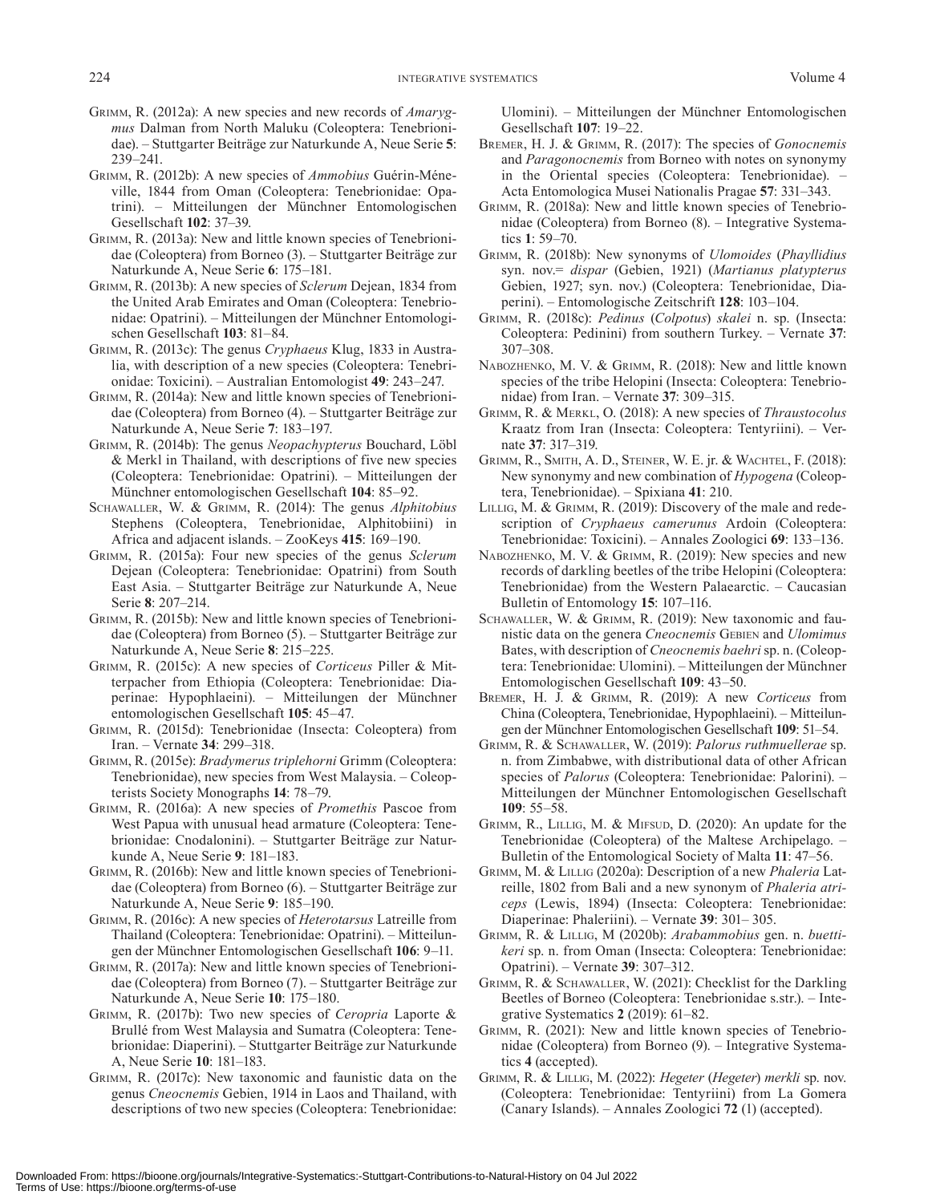Grimm, R. (2012a): A new species and new records of *Amarygmus* Dalman from North Maluku (Coleoptera: Tenebrionidae). – Stuttgarter Beiträge zur Naturkunde A, Neue Serie **5**: 239–241.

Grimm, R. (2012b): A new species of *Ammobius* Guérin-Méneville, 1844 from Oman (Coleoptera: Tenebrionidae: Opatrini). – Mitteilungen der Münchner Entomologischen Gesellschaft **102**: 37–39.

Grimm, R. (2013a): New and little known species of Tenebrionidae (Coleoptera) from Borneo (3). – Stuttgarter Beiträge zur Naturkunde A, Neue Serie **6**: 175–181.

Grimm, R. (2013b): A new species of *Sclerum* Dejean, 1834 from the United Arab Emirates and Oman (Coleoptera: Tenebrionidae: Opatrini). – Mitteilungen der Münchner Entomologischen Gesellschaft **103**: 81–84.

Grimm, R. (2013c): The genus *Cryphaeus* Klug, 1833 in Australia, with description of a new species (Coleoptera: Tenebrionidae: Toxicini). – Australian Entomologist **49**: 243–247.

Grimm, R. (2014a): New and little known species of Tenebrionidae (Coleoptera) from Borneo (4). – Stuttgarter Beiträge zur Naturkunde A, Neue Serie **7**: 183–197.

Grimm, R. (2014b): The genus *Neopachypterus* Bouchard, Löbl & Merkl in Thailand, with descriptions of five new species (Coleoptera: Tenebrionidae: Opatrini). – Mitteilungen der Münchner entomologischen Gesellschaft **104**: 85–92.

Schawaller, W. & Grimm, R. (2014): The genus *Alphitobius* Stephens (Coleoptera, Tenebrionidae, Alphitobiini) in Africa and adjacent islands. – ZooKeys **415**: 169–190.

Grimm, R. (2015a): Four new species of the genus *Sclerum* Dejean (Coleoptera: Tenebrionidae: Opatrini) from South East Asia. – Stuttgarter Beiträge zur Naturkunde A, Neue Serie **8**: 207–214.

Grimm, R. (2015b): New and little known species of Tenebrionidae (Coleoptera) from Borneo (5). – Stuttgarter Beiträge zur Naturkunde A, Neue Serie **8**: 215–225.

Grimm, R. (2015c): A new species of *Corticeus* Piller & Mitterpacher from Ethiopia (Coleoptera: Tenebrionidae: Diaperinae: Hypophlaeini). – Mitteilungen der Münchner entomologischen Gesellschaft **105**: 45–47.

Grimm, R. (2015d): Tenebrionidae (Insecta: Coleoptera) from Iran. – Vernate **34**: 299–318.

Grimm, R. (2015e): *Bradymerus triplehorni* Grimm (Coleoptera: Tenebrionidae), new species from West Malaysia. – Coleopterists Society Monographs **14**: 78–79.

Grimm, R. (2016a): A new species of *Promethis* Pascoe from West Papua with unusual head armature (Coleoptera: Tenebrionidae: Cnodalonini). – Stuttgarter Beiträge zur Naturkunde A, Neue Serie **9**: 181–183.

Grimm, R. (2016b): New and little known species of Tenebrionidae (Coleoptera) from Borneo (6). – Stuttgarter Beiträge zur Naturkunde A, Neue Serie **9**: 185–190.

Grimm, R. (2016c): A new species of *Heterotarsus* Latreille from Thailand (Coleoptera: Tenebrionidae: Opatrini). – Mitteilungen der Münchner Entomologischen Gesellschaft **106**: 9–11.

Grimm, R. (2017a): New and little known species of Tenebrionidae (Coleoptera) from Borneo (7). – Stuttgarter Beiträge zur Naturkunde A, Neue Serie **10**: 175–180.

Grimm, R. (2017b): Two new species of *Ceropria* Laporte & Brullé from West Malaysia and Sumatra (Coleoptera: Tenebrionidae: Diaperini). – Stuttgarter Beiträge zur Naturkunde A, Neue Serie **10**: 181–183.

Grimm, R. (2017c): New taxonomic and faunistic data on the genus *Cneocnemis* Gebien, 1914 in Laos and Thailand, with descriptions of two new species (Coleoptera: Tenebrionidae: Ulomini). – Mitteilungen der Münchner Entomologischen Gesellschaft **107**: 19–22.

Bremer, H. J. & Grimm, R. (2017): The species of *Gonocnemis* and *Paragonocnemis* from Borneo with notes on synonymy in the Oriental species (Coleoptera: Tenebrionidae). – Acta Entomologica Musei Nationalis Pragae **57**: 331–343.

Grimm, R. (2018a): New and little known species of Tenebrionidae (Coleoptera) from Borneo (8). – Integrative Systematics **1**: 59–70.

Grimm, R. (2018b): New synonyms of *Ulomoides* (*Phayllidius* syn. nov.= *dispar* (Gebien, 1921) (*Martianus platypterus* Gebien, 1927; syn. nov.) (Coleoptera: Tenebrionidae, Diaperini). – Entomologische Zeitschrift **128**: 103–104.

Grimm, R. (2018c): *Pedinus* (*Colpotus*) *skalei* n. sp. (Insecta: Coleoptera: Pedinini) from southern Turkey. – Vernate **37**: 307–308.

Nabozhenko, M. V. & Grimm, R. (2018): New and little known species of the tribe Helopini (Insecta: Coleoptera: Tenebrionidae) from Iran. – Vernate **37**: 309–315.

Grimm, R. & Merkl, O. (2018): A new species of *Thraustocolus* Kraatz from Iran (Insecta: Coleoptera: Tentyriini). – Vernate **37**: 317–319.

Grimm, R., Smith, A. D., Steiner, W. E. jr. & Wachtel, F. (2018): New synonymy and new combination of *Hypogena* (Coleoptera, Tenebrionidae). – Spixiana **41**: 210.

Lillig, M. & Grimm, R. (2019): Discovery of the male and redescription of *Cryphaeus camerunus* Ardoin (Coleoptera: Tenebrionidae: Toxicini). – Annales Zoologici **69**: 133–136.

Nabozhenko, M. V. & Grimm, R. (2019): New species and new records of darkling beetles of the tribe Helopini (Coleoptera: Tenebrionidae) from the Western Palaearctic. – Caucasian Bulletin of Entomology **15**: 107–116.

Schawaller, W. & Grimm, R. (2019): New taxonomic and faunistic data on the genera *Cneocnemis* Gebien and *Ulomimus* Bates, with description of *Cneocnemis baehri* sp. n. (Coleoptera: Tenebrionidae: Ulomini). – Mitteilungen der Münchner Entomologischen Gesellschaft **109**: 43–50.

Bremer, H. J. & Grimm, R. (2019): A new *Corticeus* from China (Coleoptera, Tenebrionidae, Hypophlaeini). – Mitteilungen der Münchner Entomologischen Gesellschaft **109**: 51–54.

Grimm, R. & Schawaller, W. (2019): *Palorus ruthmuellerae* sp. n. from Zimbabwe, with distributional data of other African species of *Palorus* (Coleoptera: Tenebrionidae: Palorini). – Mitteilungen der Münchner Entomologischen Gesellschaft **109**: 55–58.

Grimm, R., Lillig, M. & Mifsud, D. (2020): An update for the Tenebrionidae (Coleoptera) of the Maltese Archipelago. – Bulletin of the Entomological Society of Malta **11**: 47–56.

Grimm, M. & Lillig (2020a): Description of a new *Phaleria* Latreille, 1802 from Bali and a new synonym of *Phaleria atriceps* (Lewis, 1894) (Insecta: Coleoptera: Tenebrionidae: Diaperinae: Phaleriini). – Vernate **39**: 301– 305.

Grimm, R. & Lillig, M (2020b): *Arabammobius* gen. n. *buettikeri* sp. n. from Oman (Insecta: Coleoptera: Tenebrionidae: Opatrini). – Vernate **39**: 307–312.

Grimm, R. & Schawaller, W. (2021): Checklist for the Darkling Beetles of Borneo (Coleoptera: Tenebrionidae s.str.). – Integrative Systematics **2** (2019): 61–82.

Grimm, R. (2021): New and little known species of Tenebrionidae (Coleoptera) from Borneo (9). – Integrative Systematics **4** (accepted).

Grimm, R. & Lillig, M. (2022): *Hegeter* (*Hegeter*) *merkli* sp. nov. (Coleoptera: Tenebrionidae: Tentyriini) from La Gomera (Canary Islands). – Annales Zoologici **72** (1) (accepted).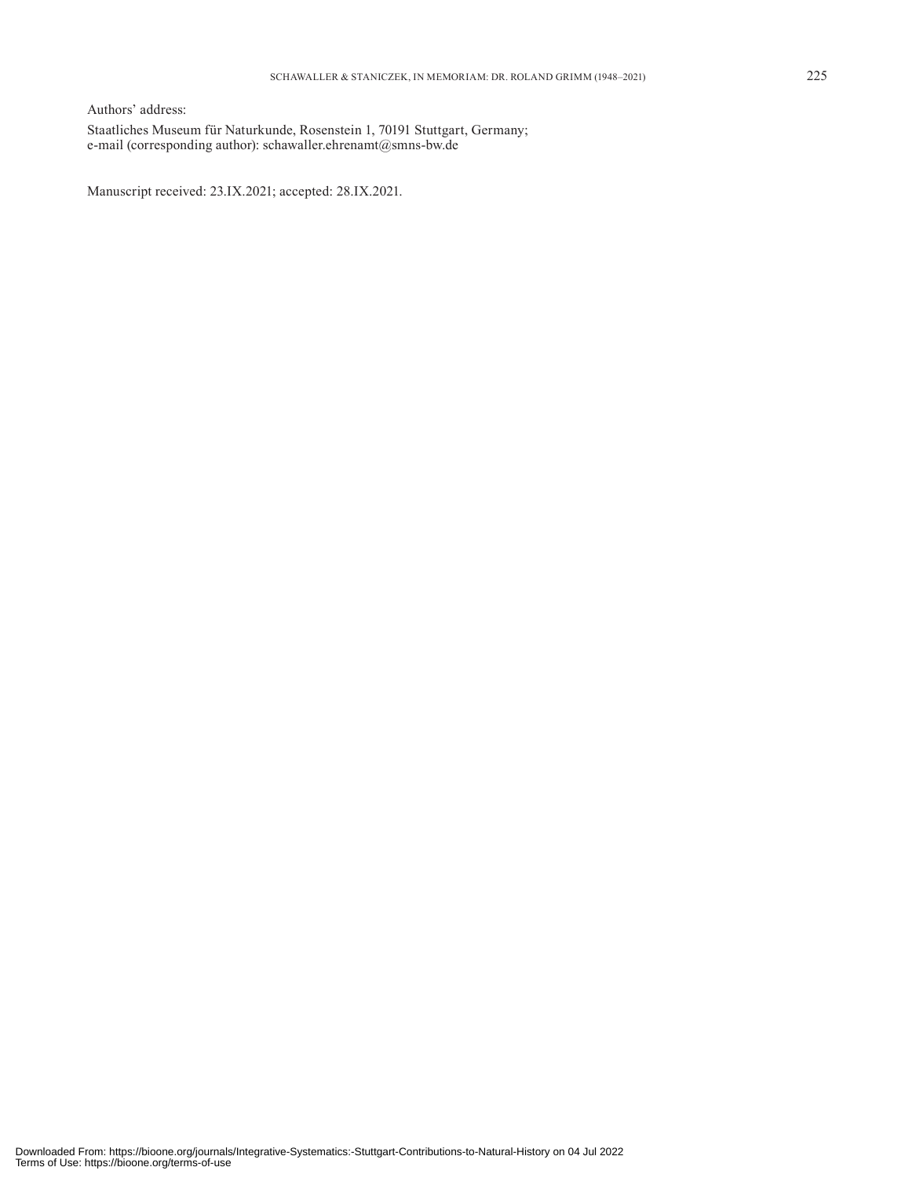Authors' address:

Staatliches Museum für Naturkunde, Rosenstein 1, 70191 Stuttgart, Germany;
e-mail (corresponding author): schawaller.ehrenamt@smns-bw.de

Manuscript received: 23.IX.2021; accepted: 28.IX.2021.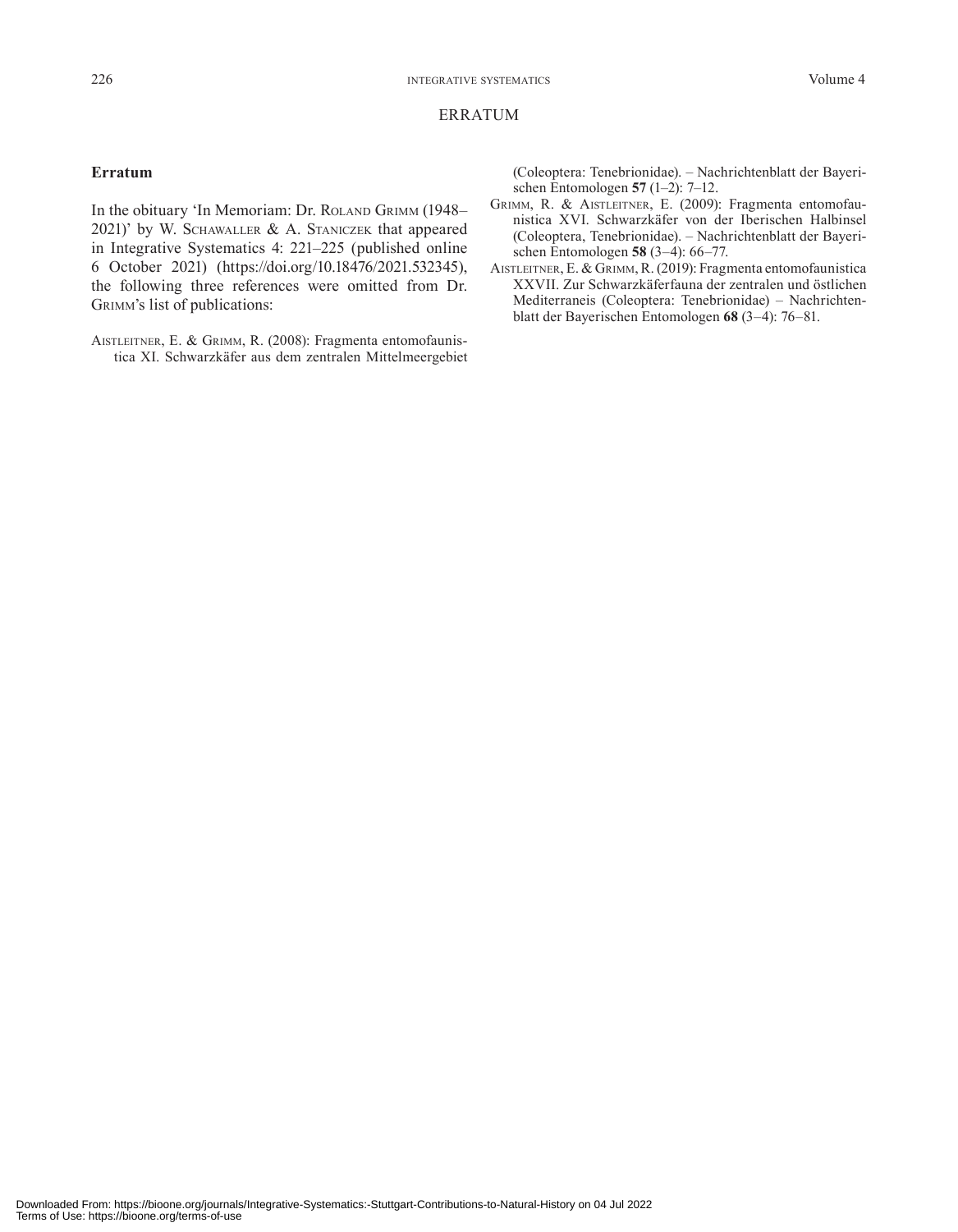# ERRATUM

## Erratum

In the obituary 'In Memoriam: Dr. Roland Grimm (1948–2021)' by W. Schawaller & A. Staniczek that appeared in Integrative Systematics 4: 221–225 (published online 6 October 2021) (https://doi.org/10.18476/2021.532345), the following three references were omitted from Dr. Grimm's list of publications:

Aistleitner, E. & Grimm, R. (2008): Fragmenta entomofaunistica XI. Schwarzkäfer aus dem zentralen Mittelmeergebiet (Coleoptera: Tenebrionidae). – Nachrichtenblatt der Bayerischen Entomologen **57** (1–2): 7–12.

Grimm, R. & Aistleitner, E. (2009): Fragmenta entomofaunistica XVI. Schwarzkäfer von der Iberischen Halbinsel (Coleoptera, Tenebrionidae). – Nachrichtenblatt der Bayerischen Entomologen **58** (3–4): 66–77.

Aistleitner, E. & Grimm, R. (2019): Fragmenta entomofaunistica XXVII. Zur Schwarzkäferfauna der zentralen und östlichen Mediterraneis (Coleoptera: Tenebrionidae) – Nachrichtenblatt der Bayerischen Entomologen **68** (3–4): 76–81.